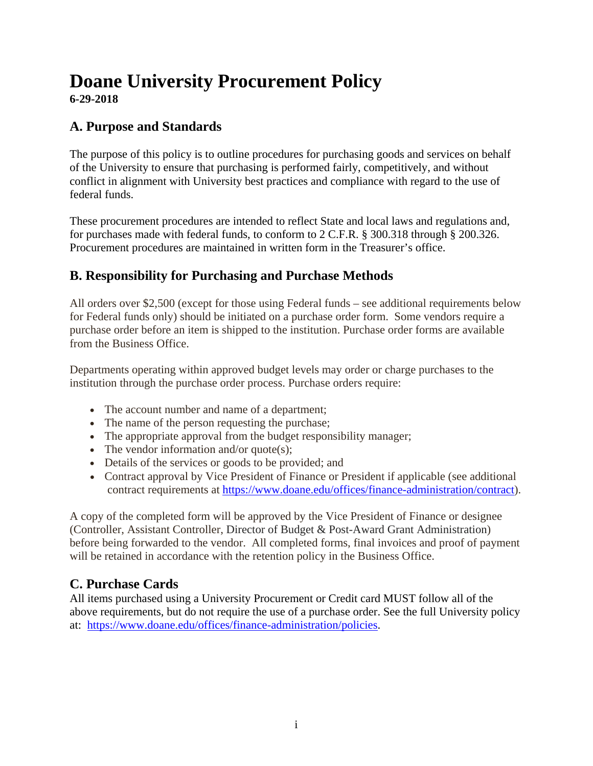# Doane University Procurement Policy

**6-29-2018**

## A. Purpose and Standards

The purpose of this policy is to outline procedures for purchasing goods and services on behalf of the University to ensure that purchasing is performed fairly, competitively, and without conflict in alignment with University best practices and compliance with regard to the use of federal funds.

These procurement procedures are intended to reflect State and local laws and regulations and, for purchases made with federal funds, to conform to 2 C.F.R. § 300.318 through § 200.326. Procurement procedures are maintained in written form in the Treasurer's office.

## B. Responsibility for Purchasing and Purchase Methods

All orders over $2,500 (except for those using Federal funds – see additional requirements below for Federal funds only) should be initiated on a purchase order form. Some vendors require a purchase order before an item is shipped to the institution. Purchase order forms are available from the Business Office.

Departments operating within approved budget levels may order or charge purchases to the institution through the purchase order process. Purchase orders require:

- The account number and name of a department;
- The name of the person requesting the purchase;
- The appropriate approval from the budget responsibility manager;
- The vendor information and/or quote(s);
- Details of the services or goods to be provided; and
- Contract approval by Vice President of Finance or President if applicable (see additional contract requirements at [https://www.doane.edu/offices/finance-administration/contract](https://www.doane.edu/offices/finance-administration/contract)).

A copy of the completed form will be approved by the Vice President of Finance or designee (Controller, Assistant Controller, Director of Budget & Post-Award Grant Administration) before being forwarded to the vendor. All completed forms, final invoices and proof of payment will be retained in accordance with the retention policy in the Business Office.

## C. Purchase Cards

All items purchased using a University Procurement or Credit card MUST follow all of the above requirements, but do not require the use of a purchase order. See the full University policy at: [https://www.doane.edu/offices/finance-administration/policies](https://www.doane.edu/offices/finance-administration/policies).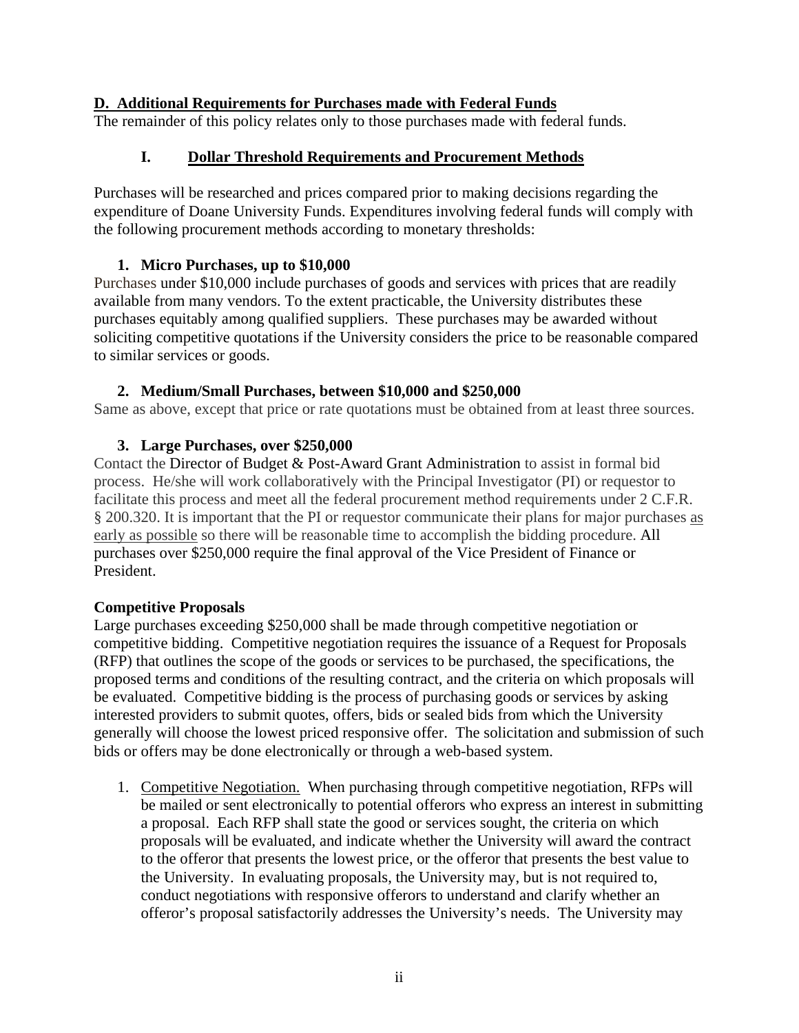## D. Additional Requirements for Purchases made with Federal Funds

The remainder of this policy relates only to those purchases made with federal funds.

### I. Dollar Threshold Requirements and Procurement Methods

Purchases will be researched and prices compared prior to making decisions regarding the expenditure of Doane University Funds. Expenditures involving federal funds will comply with the following procurement methods according to monetary thresholds:

**1. Micro Purchases, up to $10,000**

Purchases under $10,000 include purchases of goods and services with prices that are readily available from many vendors. To the extent practicable, the University distributes these purchases equitably among qualified suppliers. These purchases may be awarded without soliciting competitive quotations if the University considers the price to be reasonable compared to similar services or goods.

**2. Medium/Small Purchases, between $10,000 and $250,000**

Same as above, except that price or rate quotations must be obtained from at least three sources.

**3. Large Purchases, over $250,000**

Contact the Director of Budget & Post-Award Grant Administration to assist in formal bid process. He/she will work collaboratively with the Principal Investigator (PI) or requestor to facilitate this process and meet all the federal procurement method requirements under 2 C.F.R. § 200.320. It is important that the PI or requestor communicate their plans for major purchases as early as possible so there will be reasonable time to accomplish the bidding procedure. All purchases over $250,000 require the final approval of the Vice President of Finance or President.

**Competitive Proposals**

Large purchases exceeding $250,000 shall be made through competitive negotiation or competitive bidding. Competitive negotiation requires the issuance of a Request for Proposals (RFP) that outlines the scope of the goods or services to be purchased, the specifications, the proposed terms and conditions of the resulting contract, and the criteria on which proposals will be evaluated. Competitive bidding is the process of purchasing goods or services by asking interested providers to submit quotes, offers, bids or sealed bids from which the University generally will choose the lowest priced responsive offer. The solicitation and submission of such bids or offers may be done electronically or through a web-based system.

1. Competitive Negotiation. When purchasing through competitive negotiation, RFPs will be mailed or sent electronically to potential offerors who express an interest in submitting a proposal. Each RFP shall state the good or services sought, the criteria on which proposals will be evaluated, and indicate whether the University will award the contract to the offeror that presents the lowest price, or the offeror that presents the best value to the University. In evaluating proposals, the University may, but is not required to, conduct negotiations with responsive offerors to understand and clarify whether an offeror's proposal satisfactorily addresses the University's needs. The University may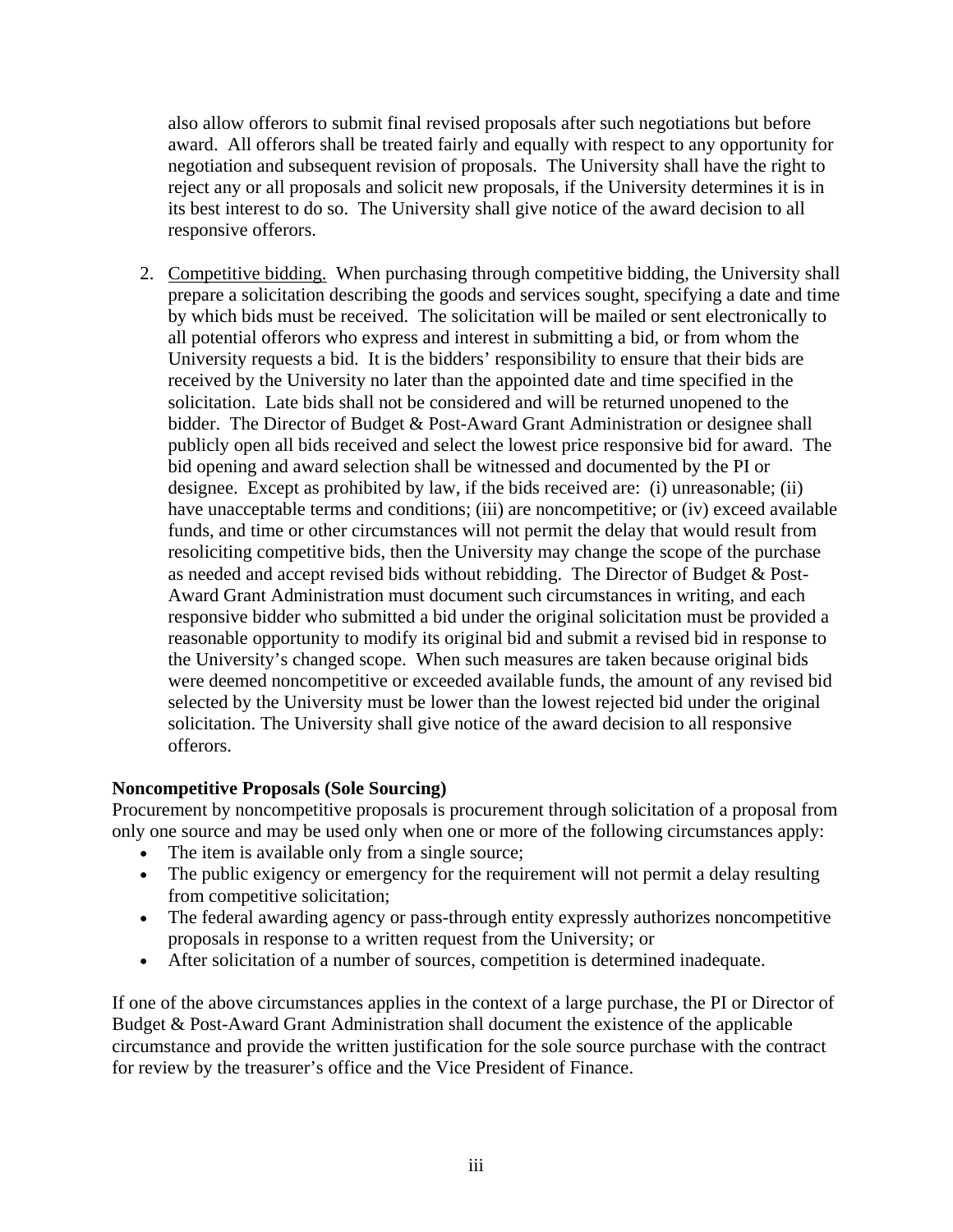also allow offerors to submit final revised proposals after such negotiations but before award. All offerors shall be treated fairly and equally with respect to any opportunity for negotiation and subsequent revision of proposals. The University shall have the right to reject any or all proposals and solicit new proposals, if the University determines it is in its best interest to do so. The University shall give notice of the award decision to all responsive offerors.

2. Competitive bidding. When purchasing through competitive bidding, the University shall prepare a solicitation describing the goods and services sought, specifying a date and time by which bids must be received. The solicitation will be mailed or sent electronically to all potential offerors who express and interest in submitting a bid, or from whom the University requests a bid. It is the bidders' responsibility to ensure that their bids are received by the University no later than the appointed date and time specified in the solicitation. Late bids shall not be considered and will be returned unopened to the bidder. The Director of Budget & Post-Award Grant Administration or designee shall publicly open all bids received and select the lowest price responsive bid for award. The bid opening and award selection shall be witnessed and documented by the PI or designee. Except as prohibited by law, if the bids received are: (i) unreasonable; (ii) have unacceptable terms and conditions; (iii) are noncompetitive; or (iv) exceed available funds, and time or other circumstances will not permit the delay that would result from resoliciting competitive bids, then the University may change the scope of the purchase as needed and accept revised bids without rebidding. The Director of Budget & Post-Award Grant Administration must document such circumstances in writing, and each responsive bidder who submitted a bid under the original solicitation must be provided a reasonable opportunity to modify its original bid and submit a revised bid in response to the University's changed scope. When such measures are taken because original bids were deemed noncompetitive or exceeded available funds, the amount of any revised bid selected by the University must be lower than the lowest rejected bid under the original solicitation. The University shall give notice of the award decision to all responsive offerors.

**Noncompetitive Proposals (Sole Sourcing)**

Procurement by noncompetitive proposals is procurement through solicitation of a proposal from only one source and may be used only when one or more of the following circumstances apply:

- The item is available only from a single source;
- The public exigency or emergency for the requirement will not permit a delay resulting from competitive solicitation;
- The federal awarding agency or pass-through entity expressly authorizes noncompetitive proposals in response to a written request from the University; or
- After solicitation of a number of sources, competition is determined inadequate.

If one of the above circumstances applies in the context of a large purchase, the PI or Director of Budget & Post-Award Grant Administration shall document the existence of the applicable circumstance and provide the written justification for the sole source purchase with the contract for review by the treasurer's office and the Vice President of Finance.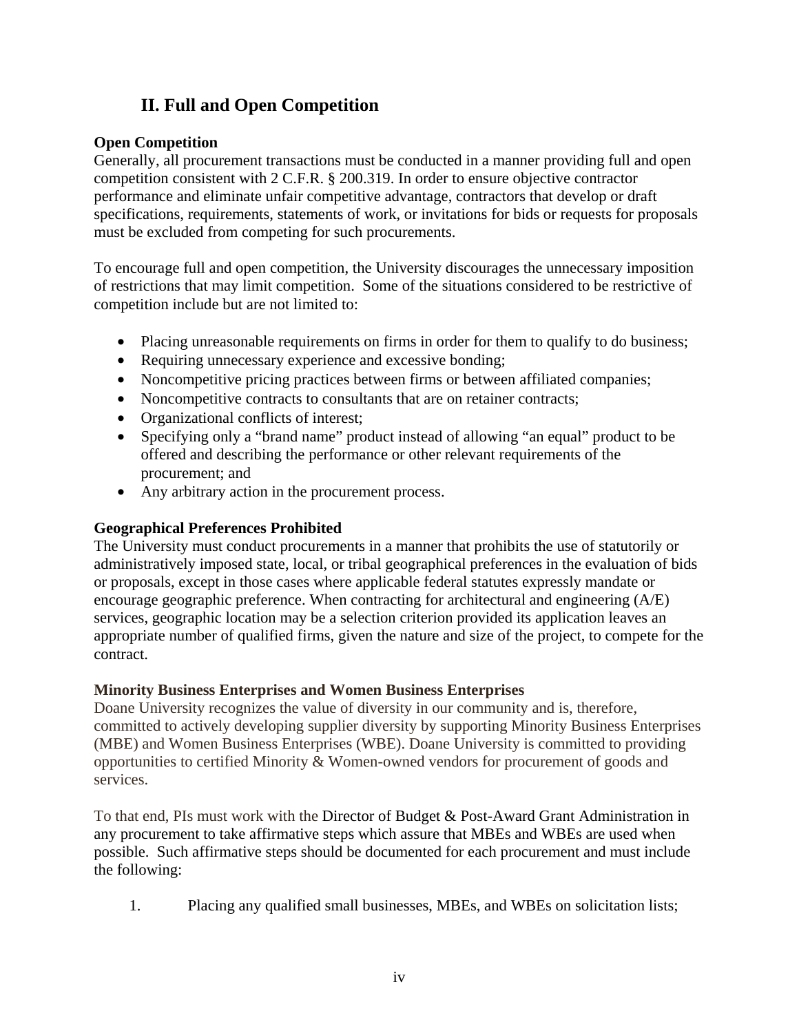## II. Full and Open Competition

**Open Competition**
Generally, all procurement transactions must be conducted in a manner providing full and open competition consistent with 2 C.F.R. § 200.319. In order to ensure objective contractor performance and eliminate unfair competitive advantage, contractors that develop or draft specifications, requirements, statements of work, or invitations for bids or requests for proposals must be excluded from competing for such procurements.

To encourage full and open competition, the University discourages the unnecessary imposition of restrictions that may limit competition. Some of the situations considered to be restrictive of competition include but are not limited to:

- Placing unreasonable requirements on firms in order for them to qualify to do business;
- Requiring unnecessary experience and excessive bonding;
- Noncompetitive pricing practices between firms or between affiliated companies;
- Noncompetitive contracts to consultants that are on retainer contracts;
- Organizational conflicts of interest;
- Specifying only a "brand name" product instead of allowing "an equal" product to be offered and describing the performance or other relevant requirements of the procurement; and
- Any arbitrary action in the procurement process.

**Geographical Preferences Prohibited**
The University must conduct procurements in a manner that prohibits the use of statutorily or administratively imposed state, local, or tribal geographical preferences in the evaluation of bids or proposals, except in those cases where applicable federal statutes expressly mandate or encourage geographic preference. When contracting for architectural and engineering (A/E) services, geographic location may be a selection criterion provided its application leaves an appropriate number of qualified firms, given the nature and size of the project, to compete for the contract.

**Minority Business Enterprises and Women Business Enterprises**
Doane University recognizes the value of diversity in our community and is, therefore, committed to actively developing supplier diversity by supporting Minority Business Enterprises (MBE) and Women Business Enterprises (WBE). Doane University is committed to providing opportunities to certified Minority & Women-owned vendors for procurement of goods and services.

To that end, PIs must work with the Director of Budget & Post-Award Grant Administration in any procurement to take affirmative steps which assure that MBEs and WBEs are used when possible. Such affirmative steps should be documented for each procurement and must include the following:

1. Placing any qualified small businesses, MBEs, and WBEs on solicitation lists;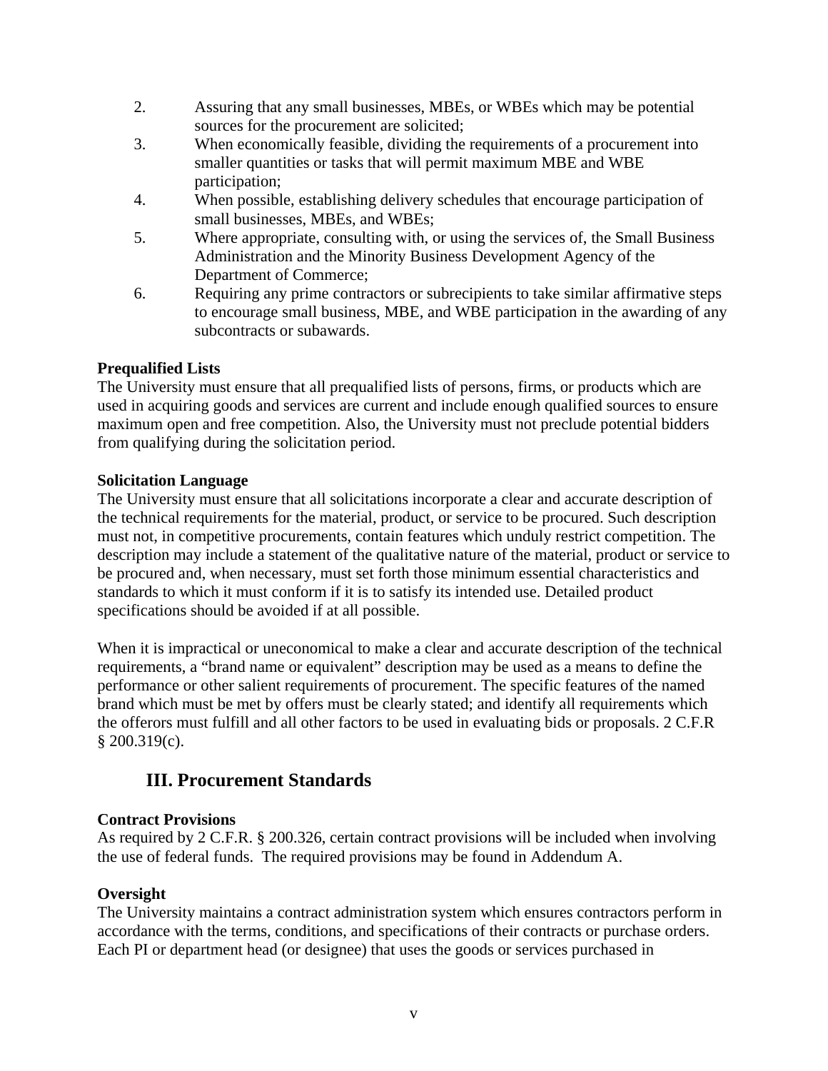2. Assuring that any small businesses, MBEs, or WBEs which may be potential sources for the procurement are solicited;
3. When economically feasible, dividing the requirements of a procurement into smaller quantities or tasks that will permit maximum MBE and WBE participation;
4. When possible, establishing delivery schedules that encourage participation of small businesses, MBEs, and WBEs;
5. Where appropriate, consulting with, or using the services of, the Small Business Administration and the Minority Business Development Agency of the Department of Commerce;
6. Requiring any prime contractors or subrecipients to take similar affirmative steps to encourage small business, MBE, and WBE participation in the awarding of any subcontracts or subawards.

**Prequalified Lists**
The University must ensure that all prequalified lists of persons, firms, or products which are used in acquiring goods and services are current and include enough qualified sources to ensure maximum open and free competition. Also, the University must not preclude potential bidders from qualifying during the solicitation period.

**Solicitation Language**
The University must ensure that all solicitations incorporate a clear and accurate description of the technical requirements for the material, product, or service to be procured. Such description must not, in competitive procurements, contain features which unduly restrict competition. The description may include a statement of the qualitative nature of the material, product or service to be procured and, when necessary, must set forth those minimum essential characteristics and standards to which it must conform if it is to satisfy its intended use. Detailed product specifications should be avoided if at all possible.

When it is impractical or uneconomical to make a clear and accurate description of the technical requirements, a "brand name or equivalent" description may be used as a means to define the performance or other salient requirements of procurement. The specific features of the named brand which must be met by offers must be clearly stated; and identify all requirements which the offerors must fulfill and all other factors to be used in evaluating bids or proposals. 2 C.F.R § 200.319(c).

## III. Procurement Standards

**Contract Provisions**
As required by 2 C.F.R. § 200.326, certain contract provisions will be included when involving the use of federal funds. The required provisions may be found in Addendum A.

**Oversight**
The University maintains a contract administration system which ensures contractors perform in accordance with the terms, conditions, and specifications of their contracts or purchase orders. Each PI or department head (or designee) that uses the goods or services purchased in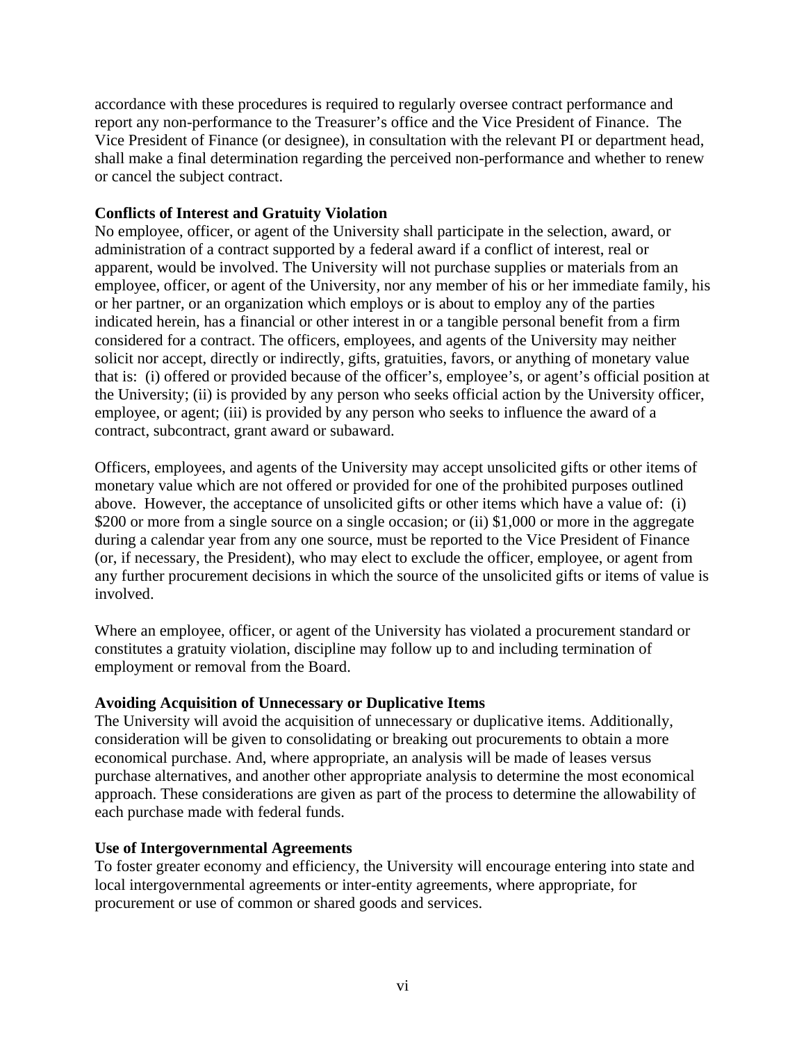accordance with these procedures is required to regularly oversee contract performance and report any non-performance to the Treasurer's office and the Vice President of Finance. The Vice President of Finance (or designee), in consultation with the relevant PI or department head, shall make a final determination regarding the perceived non-performance and whether to renew or cancel the subject contract.

**Conflicts of Interest and Gratuity Violation**

No employee, officer, or agent of the University shall participate in the selection, award, or administration of a contract supported by a federal award if a conflict of interest, real or apparent, would be involved. The University will not purchase supplies or materials from an employee, officer, or agent of the University, nor any member of his or her immediate family, his or her partner, or an organization which employs or is about to employ any of the parties indicated herein, has a financial or other interest in or a tangible personal benefit from a firm considered for a contract. The officers, employees, and agents of the University may neither solicit nor accept, directly or indirectly, gifts, gratuities, favors, or anything of monetary value that is: (i) offered or provided because of the officer's, employee's, or agent's official position at the University; (ii) is provided by any person who seeks official action by the University officer, employee, or agent; (iii) is provided by any person who seeks to influence the award of a contract, subcontract, grant award or subaward.

Officers, employees, and agents of the University may accept unsolicited gifts or other items of monetary value which are not offered or provided for one of the prohibited purposes outlined above. However, the acceptance of unsolicited gifts or other items which have a value of: (i) $200 or more from a single source on a single occasion; or (ii) $1,000 or more in the aggregate during a calendar year from any one source, must be reported to the Vice President of Finance (or, if necessary, the President), who may elect to exclude the officer, employee, or agent from any further procurement decisions in which the source of the unsolicited gifts or items of value is involved.

Where an employee, officer, or agent of the University has violated a procurement standard or constitutes a gratuity violation, discipline may follow up to and including termination of employment or removal from the Board.

**Avoiding Acquisition of Unnecessary or Duplicative Items**

The University will avoid the acquisition of unnecessary or duplicative items. Additionally, consideration will be given to consolidating or breaking out procurements to obtain a more economical purchase. And, where appropriate, an analysis will be made of leases versus purchase alternatives, and another other appropriate analysis to determine the most economical approach. These considerations are given as part of the process to determine the allowability of each purchase made with federal funds.

**Use of Intergovernmental Agreements**

To foster greater economy and efficiency, the University will encourage entering into state and local intergovernmental agreements or inter-entity agreements, where appropriate, for procurement or use of common or shared goods and services.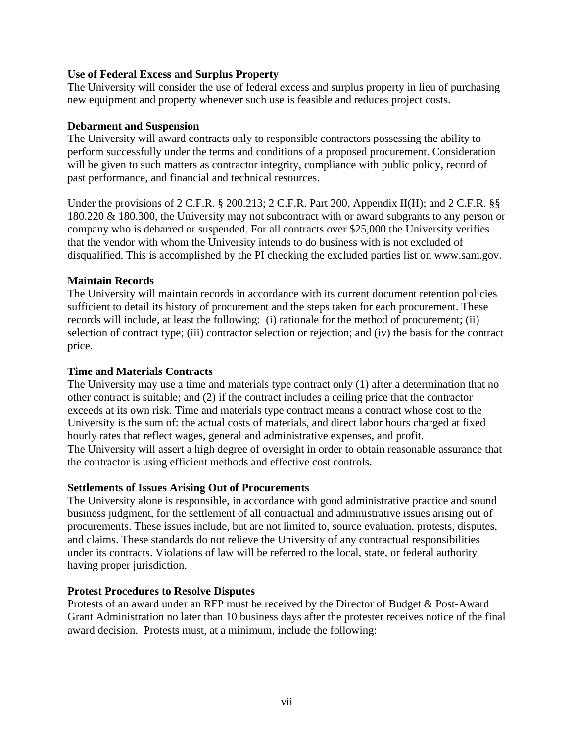**Use of Federal Excess and Surplus Property**
The University will consider the use of federal excess and surplus property in lieu of purchasing new equipment and property whenever such use is feasible and reduces project costs.

**Debarment and Suspension**
The University will award contracts only to responsible contractors possessing the ability to perform successfully under the terms and conditions of a proposed procurement. Consideration will be given to such matters as contractor integrity, compliance with public policy, record of past performance, and financial and technical resources.

Under the provisions of 2 C.F.R. § 200.213; 2 C.F.R. Part 200, Appendix II(H); and 2 C.F.R. §§ 180.220 & 180.300, the University may not subcontract with or award subgrants to any person or company who is debarred or suspended. For all contracts over $25,000 the University verifies that the vendor with whom the University intends to do business with is not excluded of disqualified. This is accomplished by the PI checking the excluded parties list on www.sam.gov.

**Maintain Records**
The University will maintain records in accordance with its current document retention policies sufficient to detail its history of procurement and the steps taken for each procurement. These records will include, at least the following: (i) rationale for the method of procurement; (ii) selection of contract type; (iii) contractor selection or rejection; and (iv) the basis for the contract price.

**Time and Materials Contracts**
The University may use a time and materials type contract only (1) after a determination that no other contract is suitable; and (2) if the contract includes a ceiling price that the contractor exceeds at its own risk. Time and materials type contract means a contract whose cost to the University is the sum of: the actual costs of materials, and direct labor hours charged at fixed hourly rates that reflect wages, general and administrative expenses, and profit.
The University will assert a high degree of oversight in order to obtain reasonable assurance that the contractor is using efficient methods and effective cost controls.

**Settlements of Issues Arising Out of Procurements**
The University alone is responsible, in accordance with good administrative practice and sound business judgment, for the settlement of all contractual and administrative issues arising out of procurements. These issues include, but are not limited to, source evaluation, protests, disputes, and claims. These standards do not relieve the University of any contractual responsibilities under its contracts. Violations of law will be referred to the local, state, or federal authority having proper jurisdiction.

**Protest Procedures to Resolve Disputes**
Protests of an award under an RFP must be received by the Director of Budget & Post-Award Grant Administration no later than 10 business days after the protester receives notice of the final award decision. Protests must, at a minimum, include the following: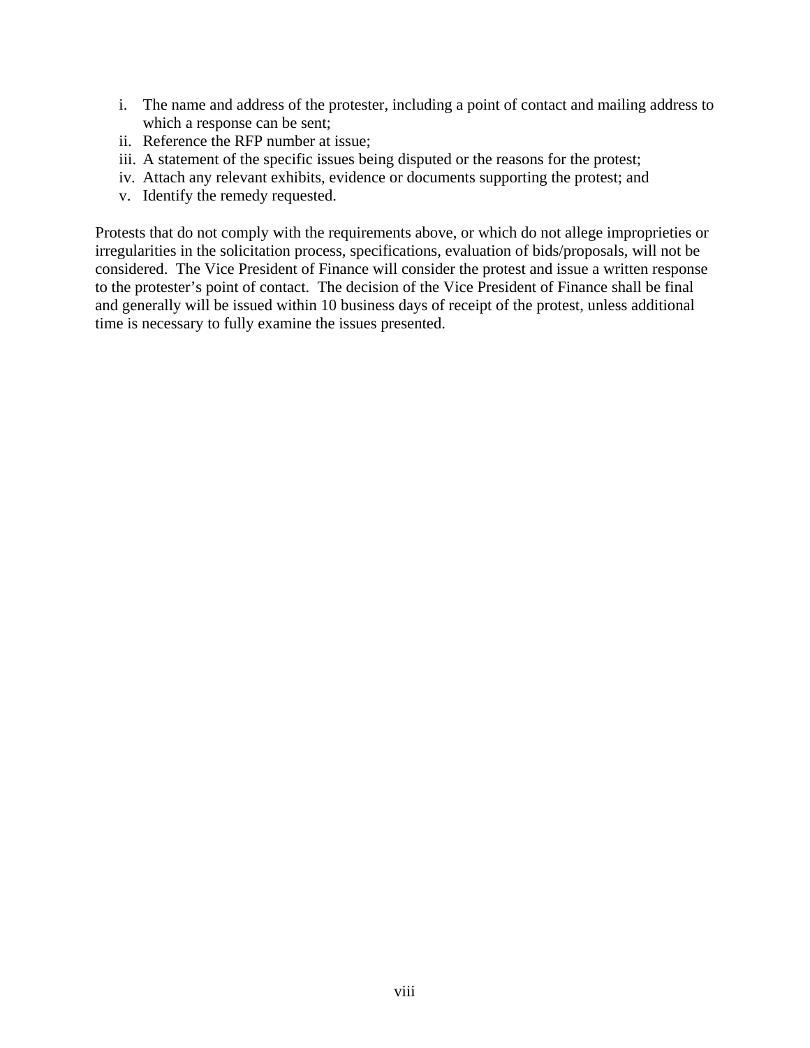i. The name and address of the protester, including a point of contact and mailing address to which a response can be sent;
ii. Reference the RFP number at issue;
iii. A statement of the specific issues being disputed or the reasons for the protest;
iv. Attach any relevant exhibits, evidence or documents supporting the protest; and
v. Identify the remedy requested.

Protests that do not comply with the requirements above, or which do not allege improprieties or irregularities in the solicitation process, specifications, evaluation of bids/proposals, will not be considered. The Vice President of Finance will consider the protest and issue a written response to the protester's point of contact. The decision of the Vice President of Finance shall be final and generally will be issued within 10 business days of receipt of the protest, unless additional time is necessary to fully examine the issues presented.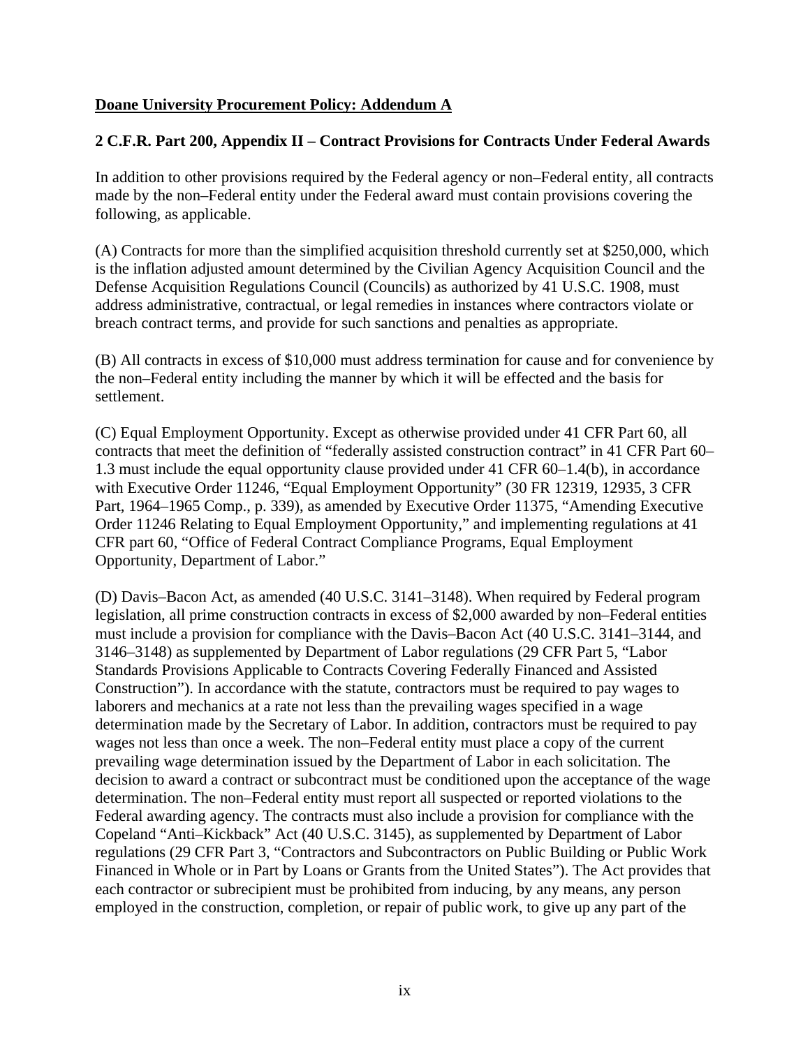**Doane University Procurement Policy: Addendum A**

**2 C.F.R. Part 200, Appendix II – Contract Provisions for Contracts Under Federal Awards**

In addition to other provisions required by the Federal agency or non–Federal entity, all contracts made by the non–Federal entity under the Federal award must contain provisions covering the following, as applicable.

(A) Contracts for more than the simplified acquisition threshold currently set at $250,000, which is the inflation adjusted amount determined by the Civilian Agency Acquisition Council and the Defense Acquisition Regulations Council (Councils) as authorized by 41 U.S.C. 1908, must address administrative, contractual, or legal remedies in instances where contractors violate or breach contract terms, and provide for such sanctions and penalties as appropriate.

(B) All contracts in excess of $10,000 must address termination for cause and for convenience by the non–Federal entity including the manner by which it will be effected and the basis for settlement.

(C) Equal Employment Opportunity. Except as otherwise provided under 41 CFR Part 60, all contracts that meet the definition of "federally assisted construction contract" in 41 CFR Part 60–1.3 must include the equal opportunity clause provided under 41 CFR 60–1.4(b), in accordance with Executive Order 11246, "Equal Employment Opportunity" (30 FR 12319, 12935, 3 CFR Part, 1964–1965 Comp., p. 339), as amended by Executive Order 11375, "Amending Executive Order 11246 Relating to Equal Employment Opportunity," and implementing regulations at 41 CFR part 60, "Office of Federal Contract Compliance Programs, Equal Employment Opportunity, Department of Labor."

(D) Davis–Bacon Act, as amended (40 U.S.C. 3141–3148). When required by Federal program legislation, all prime construction contracts in excess of $2,000 awarded by non–Federal entities must include a provision for compliance with the Davis–Bacon Act (40 U.S.C. 3141–3144, and 3146–3148) as supplemented by Department of Labor regulations (29 CFR Part 5, "Labor Standards Provisions Applicable to Contracts Covering Federally Financed and Assisted Construction"). In accordance with the statute, contractors must be required to pay wages to laborers and mechanics at a rate not less than the prevailing wages specified in a wage determination made by the Secretary of Labor. In addition, contractors must be required to pay wages not less than once a week. The non–Federal entity must place a copy of the current prevailing wage determination issued by the Department of Labor in each solicitation. The decision to award a contract or subcontract must be conditioned upon the acceptance of the wage determination. The non–Federal entity must report all suspected or reported violations to the Federal awarding agency. The contracts must also include a provision for compliance with the Copeland "Anti–Kickback" Act (40 U.S.C. 3145), as supplemented by Department of Labor regulations (29 CFR Part 3, "Contractors and Subcontractors on Public Building or Public Work Financed in Whole or in Part by Loans or Grants from the United States"). The Act provides that each contractor or subrecipient must be prohibited from inducing, by any means, any person employed in the construction, completion, or repair of public work, to give up any part of the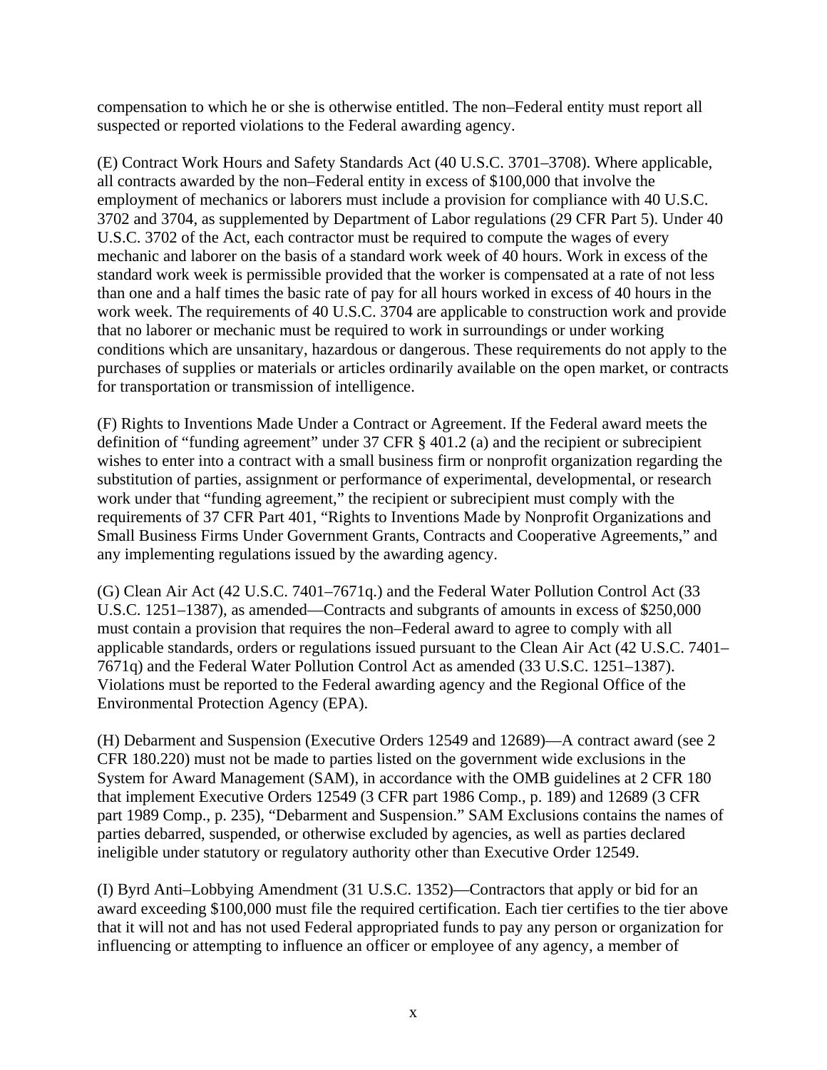compensation to which he or she is otherwise entitled. The non–Federal entity must report all suspected or reported violations to the Federal awarding agency.

(E) Contract Work Hours and Safety Standards Act (40 U.S.C. 3701–3708). Where applicable, all contracts awarded by the non–Federal entity in excess of $100,000 that involve the employment of mechanics or laborers must include a provision for compliance with 40 U.S.C. 3702 and 3704, as supplemented by Department of Labor regulations (29 CFR Part 5). Under 40 U.S.C. 3702 of the Act, each contractor must be required to compute the wages of every mechanic and laborer on the basis of a standard work week of 40 hours. Work in excess of the standard work week is permissible provided that the worker is compensated at a rate of not less than one and a half times the basic rate of pay for all hours worked in excess of 40 hours in the work week. The requirements of 40 U.S.C. 3704 are applicable to construction work and provide that no laborer or mechanic must be required to work in surroundings or under working conditions which are unsanitary, hazardous or dangerous. These requirements do not apply to the purchases of supplies or materials or articles ordinarily available on the open market, or contracts for transportation or transmission of intelligence.

(F) Rights to Inventions Made Under a Contract or Agreement. If the Federal award meets the definition of "funding agreement" under 37 CFR § 401.2 (a) and the recipient or subrecipient wishes to enter into a contract with a small business firm or nonprofit organization regarding the substitution of parties, assignment or performance of experimental, developmental, or research work under that "funding agreement," the recipient or subrecipient must comply with the requirements of 37 CFR Part 401, "Rights to Inventions Made by Nonprofit Organizations and Small Business Firms Under Government Grants, Contracts and Cooperative Agreements," and any implementing regulations issued by the awarding agency.

(G) Clean Air Act (42 U.S.C. 7401–7671q.) and the Federal Water Pollution Control Act (33 U.S.C. 1251–1387), as amended—Contracts and subgrants of amounts in excess of $250,000 must contain a provision that requires the non–Federal award to agree to comply with all applicable standards, orders or regulations issued pursuant to the Clean Air Act (42 U.S.C. 7401–7671q) and the Federal Water Pollution Control Act as amended (33 U.S.C. 1251–1387). Violations must be reported to the Federal awarding agency and the Regional Office of the Environmental Protection Agency (EPA).

(H) Debarment and Suspension (Executive Orders 12549 and 12689)—A contract award (see 2 CFR 180.220) must not be made to parties listed on the government wide exclusions in the System for Award Management (SAM), in accordance with the OMB guidelines at 2 CFR 180 that implement Executive Orders 12549 (3 CFR part 1986 Comp., p. 189) and 12689 (3 CFR part 1989 Comp., p. 235), "Debarment and Suspension." SAM Exclusions contains the names of parties debarred, suspended, or otherwise excluded by agencies, as well as parties declared ineligible under statutory or regulatory authority other than Executive Order 12549.

(I) Byrd Anti–Lobbying Amendment (31 U.S.C. 1352)—Contractors that apply or bid for an award exceeding $100,000 must file the required certification. Each tier certifies to the tier above that it will not and has not used Federal appropriated funds to pay any person or organization for influencing or attempting to influence an officer or employee of any agency, a member of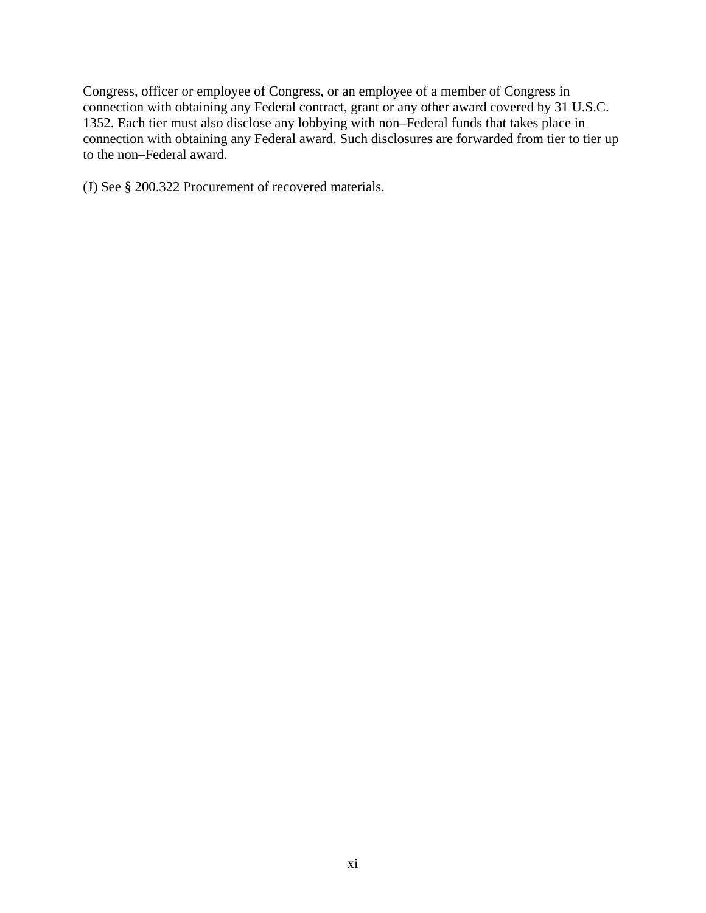Congress, officer or employee of Congress, or an employee of a member of Congress in connection with obtaining any Federal contract, grant or any other award covered by 31 U.S.C. 1352. Each tier must also disclose any lobbying with non–Federal funds that takes place in connection with obtaining any Federal award. Such disclosures are forwarded from tier to tier up to the non–Federal award.

(J) See § 200.322 Procurement of recovered materials.